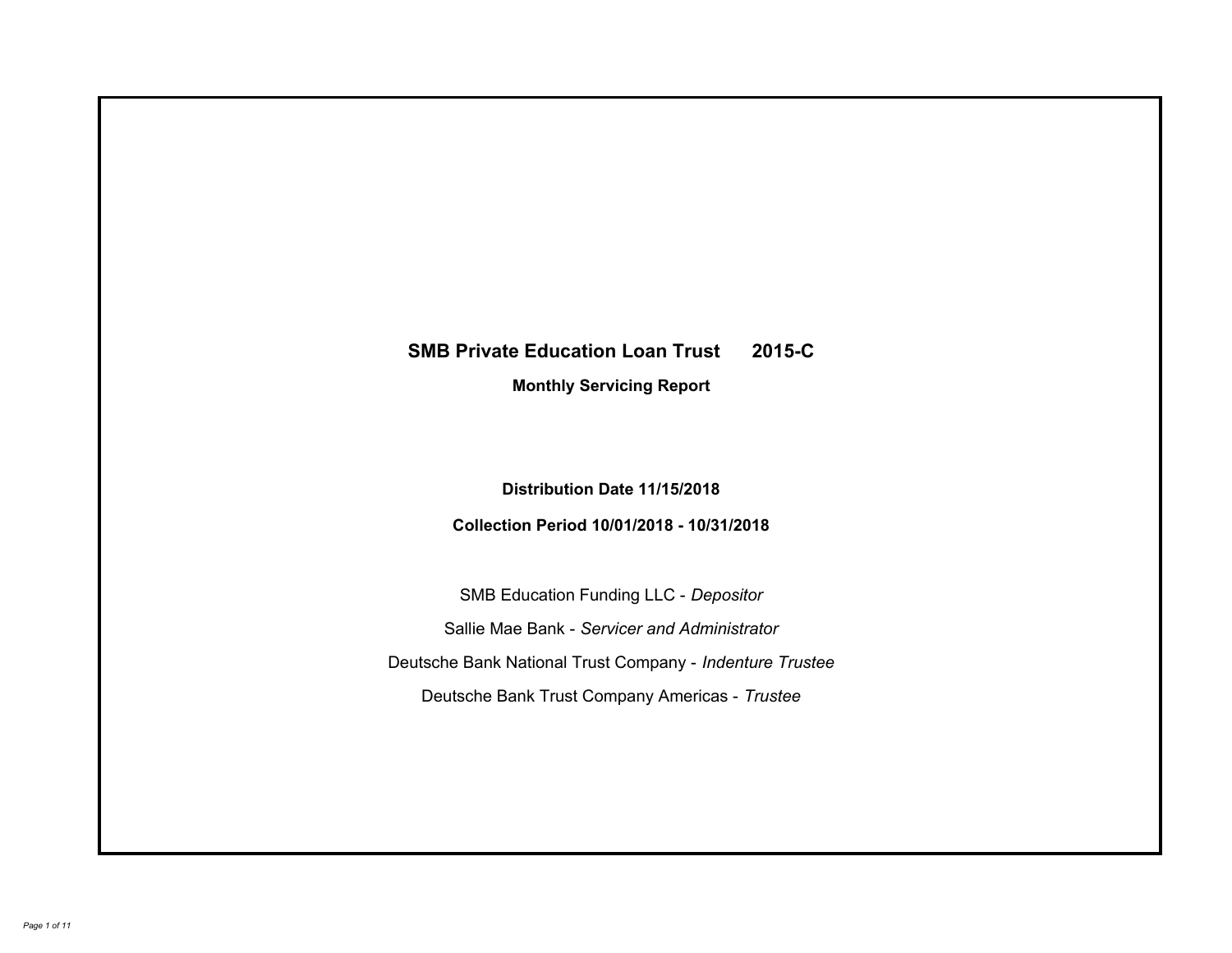# SMB Private Education Loan Trust 2015-C

**Monthly Servicing Report**

**Distribution Date 11/15/2018**

**Collection Period 10/01/2018 - 10/31/2018**

SMB Education Funding LLC - *Depositor*

Sallie Mae Bank - *Servicer and Administrator*

Deutsche Bank National Trust Company - *Indenture Trustee*

Deutsche Bank Trust Company Americas - *Trustee*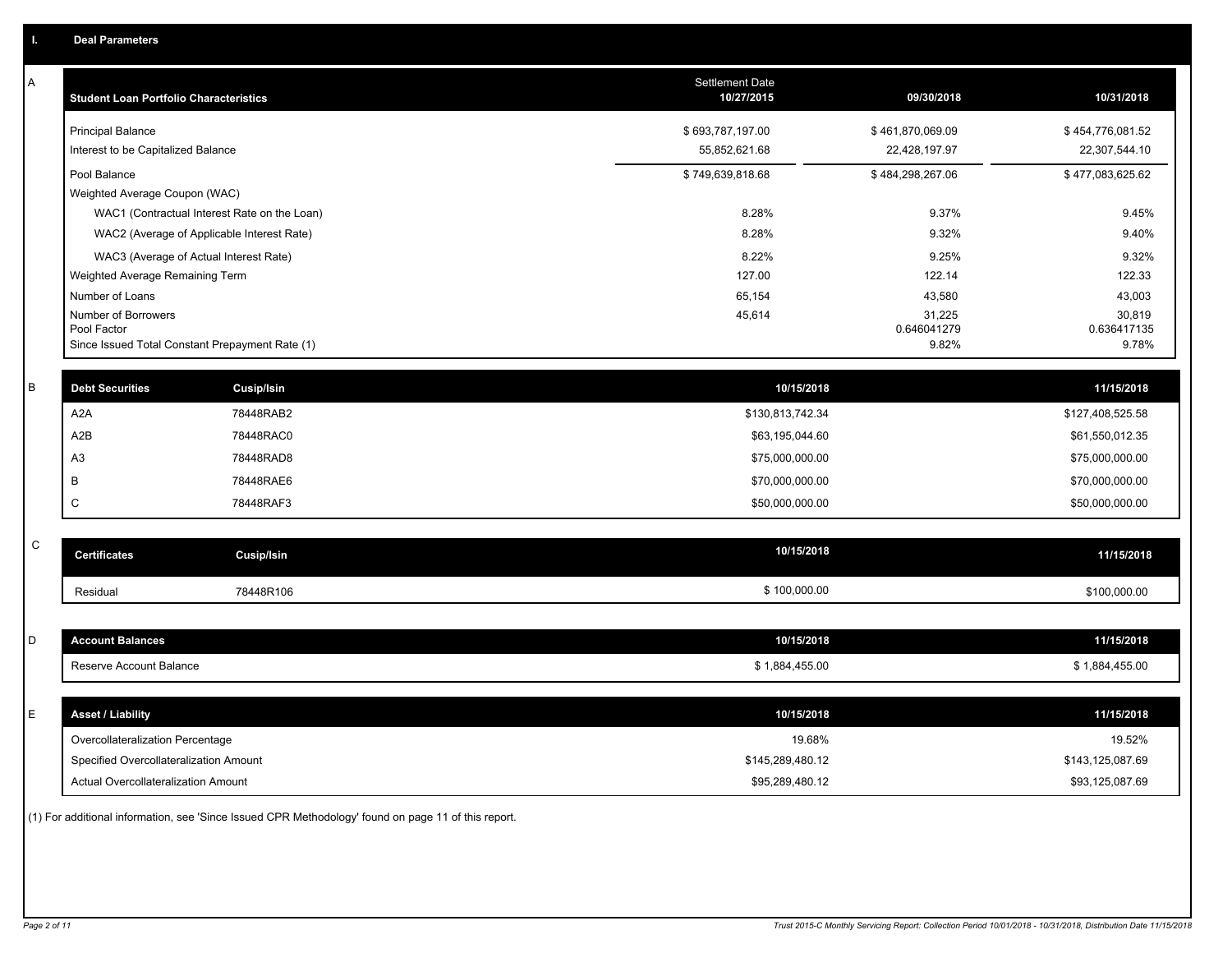## I. Deal Parameters

### A

| Student Loan Portfolio Characteristics | Settlement Date 10/27/2015 | 09/30/2018 | 10/31/2018 |
|---|---|---|---|
| Principal Balance | $ 693,787,197.00 | $ 461,870,069.09 | $ 454,776,081.52 |
| Interest to be Capitalized Balance | 55,852,621.68 | 22,428,197.97 | 22,307,544.10 |
| Pool Balance | $ 749,639,818.68 | $ 484,298,267.06 | $ 477,083,625.62 |
| Weighted Average Coupon (WAC) | | | |
| WAC1 (Contractual Interest Rate on the Loan) | 8.28% | 9.37% | 9.45% |
| WAC2 (Average of Applicable Interest Rate) | 8.28% | 9.32% | 9.40% |
| WAC3 (Average of Actual Interest Rate) | 8.22% | 9.25% | 9.32% |
| Weighted Average Remaining Term | 127.00 | 122.14 | 122.33 |
| Number of Loans | 65,154 | 43,580 | 43,003 |
| Number of Borrowers | 45,614 | 31,225 | 30,819 |
| Pool Factor | | 0.646041279 | 0.636417135 |
| Since Issued Total Constant Prepayment Rate (1) | | 9.82% | 9.78% |

### B

| Debt Securities | Cusip/Isin | 10/15/2018 | 11/15/2018 |
|---|---|---|---|
| A2A | 78448RAB2 | $130,813,742.34 | $127,408,525.58 |
| A2B | 78448RAC0 | $63,195,044.60 | $61,550,012.35 |
| A3 | 78448RAD8 | $75,000,000.00 | $75,000,000.00 |
| B | 78448RAE6 | $70,000,000.00 | $70,000,000.00 |
| C | 78448RAF3 | $50,000,000.00 | $50,000,000.00 |

### C

| Certificates | Cusip/Isin | 10/15/2018 | 11/15/2018 |
|---|---|---|---|
| Residual | 78448R106 | $ 100,000.00 | $100,000.00 |

### D

| Account Balances | 10/15/2018 | 11/15/2018 |
|---|---|---|
| Reserve Account Balance | $ 1,884,455.00 | $ 1,884,455.00 |

### E

| Asset / Liability | 10/15/2018 | 11/15/2018 |
|---|---|---|
| Overcollateralization Percentage | 19.68% | 19.52% |
| Specified Overcollateralization Amount | $145,289,480.12 | $143,125,087.69 |
| Actual Overcollateralization Amount | $95,289,480.12 | $93,125,087.69 |

(1) For additional information, see 'Since Issued CPR Methodology' found on page 11 of this report.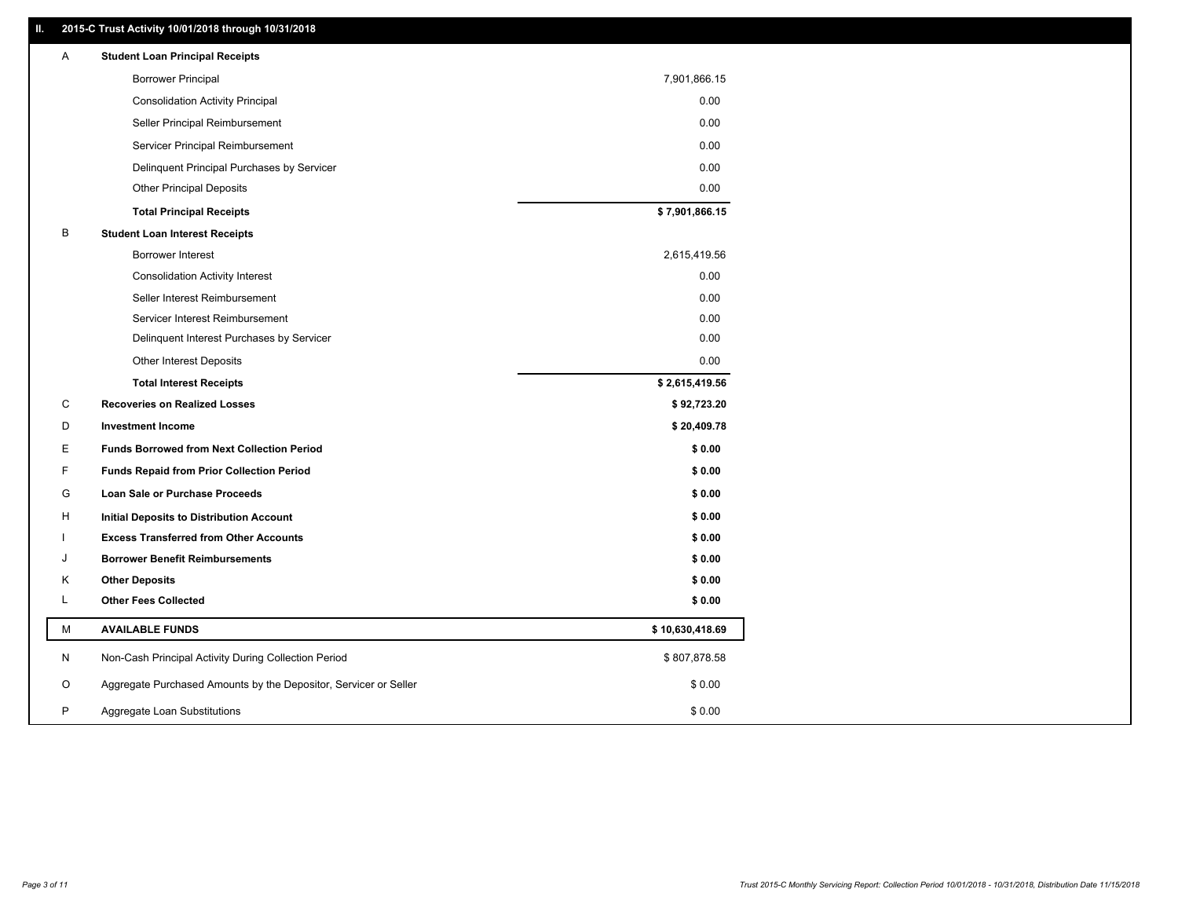## II. 2015-C Trust Activity 10/01/2018 through 10/31/2018

| | | |
|---|---|---|
| A | **Student Loan Principal Receipts** | |
| | Borrower Principal | 7,901,866.15 |
| | Consolidation Activity Principal | 0.00 |
| | Seller Principal Reimbursement | 0.00 |
| | Servicer Principal Reimbursement | 0.00 |
| | Delinquent Principal Purchases by Servicer | 0.00 |
| | Other Principal Deposits | 0.00 |
| | **Total Principal Receipts** | **$ 7,901,866.15** |
| B | **Student Loan Interest Receipts** | |
| | Borrower Interest | 2,615,419.56 |
| | Consolidation Activity Interest | 0.00 |
| | Seller Interest Reimbursement | 0.00 |
| | Servicer Interest Reimbursement | 0.00 |
| | Delinquent Interest Purchases by Servicer | 0.00 |
| | Other Interest Deposits | 0.00 |
| | **Total Interest Receipts** | **$ 2,615,419.56** |
| C | **Recoveries on Realized Losses** | **$ 92,723.20** |
| D | **Investment Income** | **$ 20,409.78** |
| E | **Funds Borrowed from Next Collection Period** | **$ 0.00** |
| F | **Funds Repaid from Prior Collection Period** | **$ 0.00** |
| G | **Loan Sale or Purchase Proceeds** | **$ 0.00** |
| H | **Initial Deposits to Distribution Account** | **$ 0.00** |
| I | **Excess Transferred from Other Accounts** | **$ 0.00** |
| J | **Borrower Benefit Reimbursements** | **$ 0.00** |
| K | **Other Deposits** | **$ 0.00** |
| L | **Other Fees Collected** | **$ 0.00** |
| M | **AVAILABLE FUNDS** | **$ 10,630,418.69** |
| N | Non-Cash Principal Activity During Collection Period | $ 807,878.58 |
| O | Aggregate Purchased Amounts by the Depositor, Servicer or Seller | $ 0.00 |
| P | Aggregate Loan Substitutions | $ 0.00 |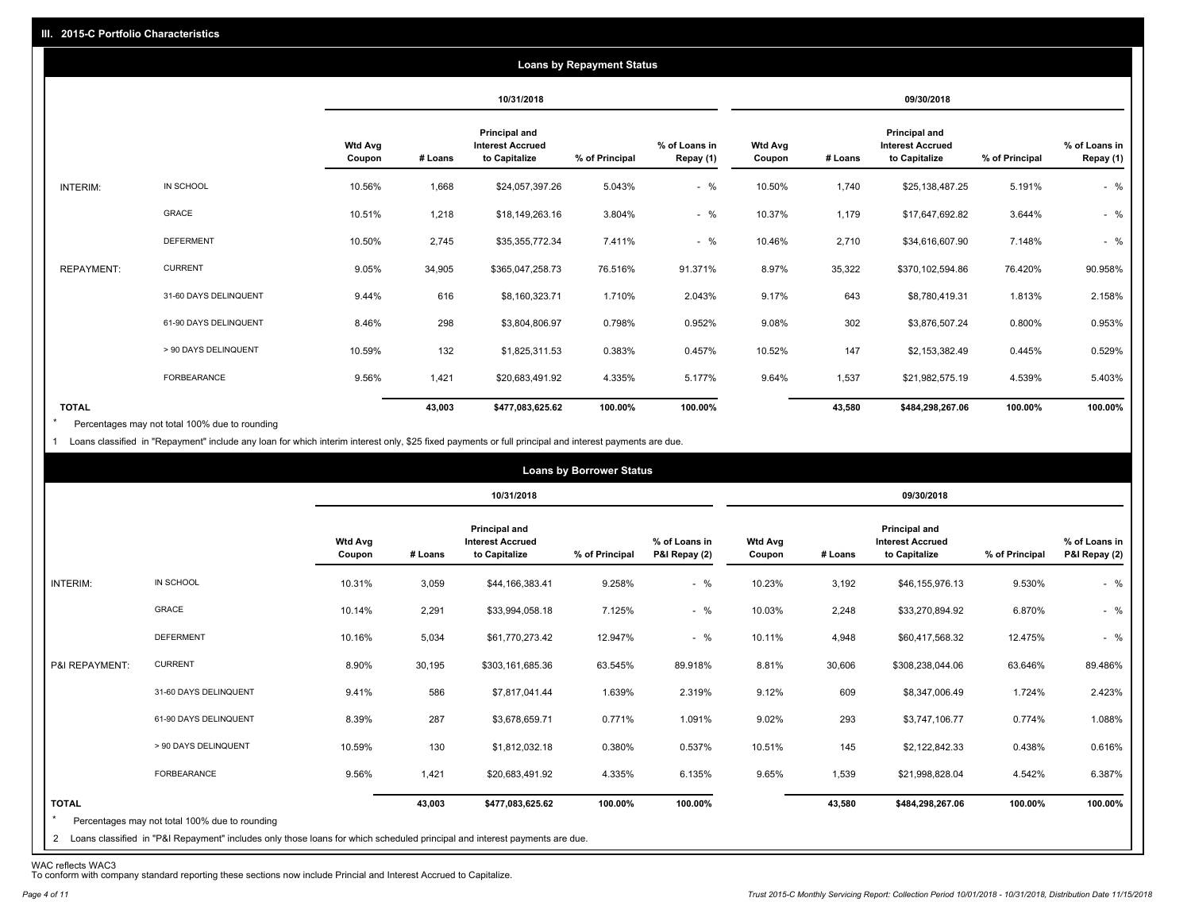## III. 2015-C Portfolio Characteristics

### Loans by Repayment Status

| | | 10/31/2018 | | | | | 09/30/2018 | | | | |
|---|---|---|---|---|---|---|---|---|---|---|---|
| | | Wtd Avg Coupon | # Loans | Principal and Interest Accrued to Capitalize | % of Principal | % of Loans in Repay (1) | Wtd Avg Coupon | # Loans | Principal and Interest Accrued to Capitalize | % of Principal | % of Loans in Repay (1) |
| INTERIM: | IN SCHOOL | 10.56% | 1,668 | $24,057,397.26 | 5.043% | - % | 10.50% | 1,740 | $25,138,487.25 | 5.191% | - % |
| | GRACE | 10.51% | 1,218 | $18,149,263.16 | 3.804% | - % | 10.37% | 1,179 | $17,647,692.82 | 3.644% | - % |
| | DEFERMENT | 10.50% | 2,745 | $35,355,772.34 | 7.411% | - % | 10.46% | 2,710 | $34,616,607.90 | 7.148% | - % |
| REPAYMENT: | CURRENT | 9.05% | 34,905 | $365,047,258.73 | 76.516% | 91.371% | 8.97% | 35,322 | $370,102,594.86 | 76.420% | 90.958% |
| | 31-60 DAYS DELINQUENT | 9.44% | 616 | $8,160,323.71 | 1.710% | 2.043% | 9.17% | 643 | $8,780,419.31 | 1.813% | 2.158% |
| | 61-90 DAYS DELINQUENT | 8.46% | 298 | $3,804,806.97 | 0.798% | 0.952% | 9.08% | 302 | $3,876,507.24 | 0.800% | 0.953% |
| | > 90 DAYS DELINQUENT | 10.59% | 132 | $1,825,311.53 | 0.383% | 0.457% | 10.52% | 147 | $2,153,382.49 | 0.445% | 0.529% |
| | FORBEARANCE | 9.56% | 1,421 | $20,683,491.92 | 4.335% | 5.177% | 9.64% | 1,537 | $21,982,575.19 | 4.539% | 5.403% |
| **TOTAL** | | | **43,003** | **$477,083,625.62** | **100.00%** | **100.00%** | | **43,580** | **$484,298,267.06** | **100.00%** | **100.00%** |

* Percentages may not total 100% due to rounding

1 Loans classified in "Repayment" include any loan for which interim interest only, $25 fixed payments or full principal and interest payments are due.

### Loans by Borrower Status

| | | 10/31/2018 | | | | | 09/30/2018 | | | | |
|---|---|---|---|---|---|---|---|---|---|---|---|
| | | Wtd Avg Coupon | # Loans | Principal and Interest Accrued to Capitalize | % of Principal | % of Loans in P&I Repay (2) | Wtd Avg Coupon | # Loans | Principal and Interest Accrued to Capitalize | % of Principal | % of Loans in P&I Repay (2) |
| INTERIM: | IN SCHOOL | 10.31% | 3,059 | $44,166,383.41 | 9.258% | - % | 10.23% | 3,192 | $46,155,976.13 | 9.530% | - % |
| | GRACE | 10.14% | 2,291 | $33,994,058.18 | 7.125% | - % | 10.03% | 2,248 | $33,270,894.92 | 6.870% | - % |
| | DEFERMENT | 10.16% | 5,034 | $61,770,273.42 | 12.947% | - % | 10.11% | 4,948 | $60,417,568.32 | 12.475% | - % |
| P&I REPAYMENT: | CURRENT | 8.90% | 30,195 | $303,161,685.36 | 63.545% | 89.918% | 8.81% | 30,606 | $308,238,044.06 | 63.646% | 89.486% |
| | 31-60 DAYS DELINQUENT | 9.41% | 586 | $7,817,041.44 | 1.639% | 2.319% | 9.12% | 609 | $8,347,006.49 | 1.724% | 2.423% |
| | 61-90 DAYS DELINQUENT | 8.39% | 287 | $3,678,659.71 | 0.771% | 1.091% | 9.02% | 293 | $3,747,106.77 | 0.774% | 1.088% |
| | > 90 DAYS DELINQUENT | 10.59% | 130 | $1,812,032.18 | 0.380% | 0.537% | 10.51% | 145 | $2,122,842.33 | 0.438% | 0.616% |
| | FORBEARANCE | 9.56% | 1,421 | $20,683,491.92 | 4.335% | 6.135% | 9.65% | 1,539 | $21,998,828.04 | 4.542% | 6.387% |
| **TOTAL** | | | **43,003** | **$477,083,625.62** | **100.00%** | **100.00%** | | **43,580** | **$484,298,267.06** | **100.00%** | **100.00%** |

* Percentages may not total 100% due to rounding

2 Loans classified in "P&I Repayment" includes only those loans for which scheduled principal and interest payments are due.

WAC reflects WAC3
To conform with company standard reporting these sections now include Princial and Interest Accrued to Capitalize.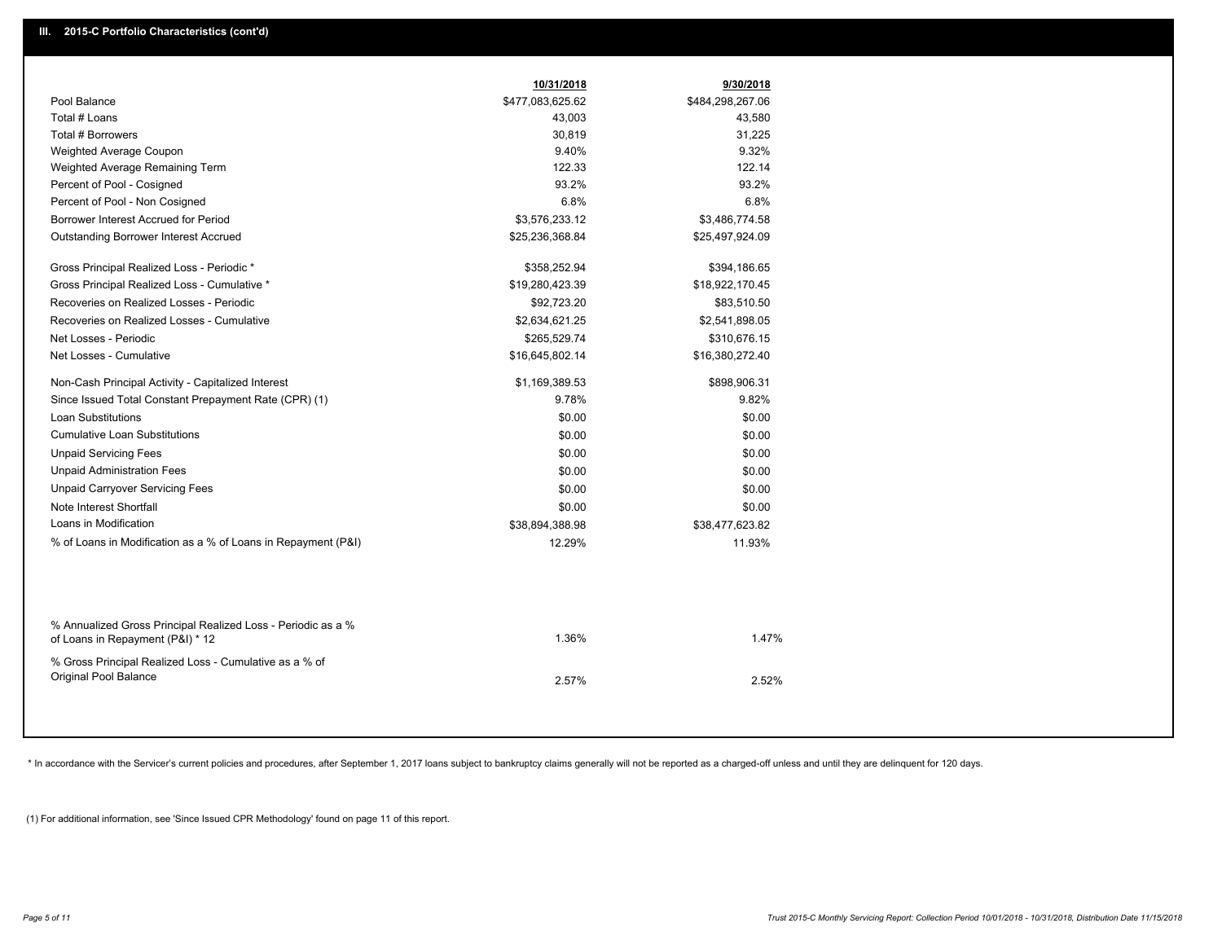## III. 2015-C Portfolio Characteristics (cont'd)

| | 10/31/2018 | 9/30/2018 |
|---|---|---|
| Pool Balance | $477,083,625.62 | $484,298,267.06 |
| Total # Loans | 43,003 | 43,580 |
| Total # Borrowers | 30,819 | 31,225 |
| Weighted Average Coupon | 9.40% | 9.32% |
| Weighted Average Remaining Term | 122.33 | 122.14 |
| Percent of Pool - Cosigned | 93.2% | 93.2% |
| Percent of Pool - Non Cosigned | 6.8% | 6.8% |
| Borrower Interest Accrued for Period | $3,576,233.12 | $3,486,774.58 |
| Outstanding Borrower Interest Accrued | $25,236,368.84 | $25,497,924.09 |
| Gross Principal Realized Loss - Periodic * | $358,252.94 | $394,186.65 |
| Gross Principal Realized Loss - Cumulative * | $19,280,423.39 | $18,922,170.45 |
| Recoveries on Realized Losses - Periodic | $92,723.20 | $83,510.50 |
| Recoveries on Realized Losses - Cumulative | $2,634,621.25 | $2,541,898.05 |
| Net Losses - Periodic | $265,529.74 | $310,676.15 |
| Net Losses - Cumulative | $16,645,802.14 | $16,380,272.40 |
| Non-Cash Principal Activity - Capitalized Interest | $1,169,389.53 | $898,906.31 |
| Since Issued Total Constant Prepayment Rate (CPR) (1) | 9.78% | 9.82% |
| Loan Substitutions | $0.00 | $0.00 |
| Cumulative Loan Substitutions | $0.00 | $0.00 |
| Unpaid Servicing Fees | $0.00 | $0.00 |
| Unpaid Administration Fees | $0.00 | $0.00 |
| Unpaid Carryover Servicing Fees | $0.00 | $0.00 |
| Note Interest Shortfall | $0.00 | $0.00 |
| Loans in Modification | $38,894,388.98 | $38,477,623.82 |
| % of Loans in Modification as a % of Loans in Repayment (P&I) | 12.29% | 11.93% |
| % Annualized Gross Principal Realized Loss - Periodic as a % of Loans in Repayment (P&I) * 12 | 1.36% | 1.47% |
| % Gross Principal Realized Loss - Cumulative as a % of Original Pool Balance | 2.57% | 2.52% |

* In accordance with the Servicer's current policies and procedures, after September 1, 2017 loans subject to bankruptcy claims generally will not be reported as a charged-off unless and until they are delinquent for 120 days.

(1) For additional information, see 'Since Issued CPR Methodology' found on page 11 of this report.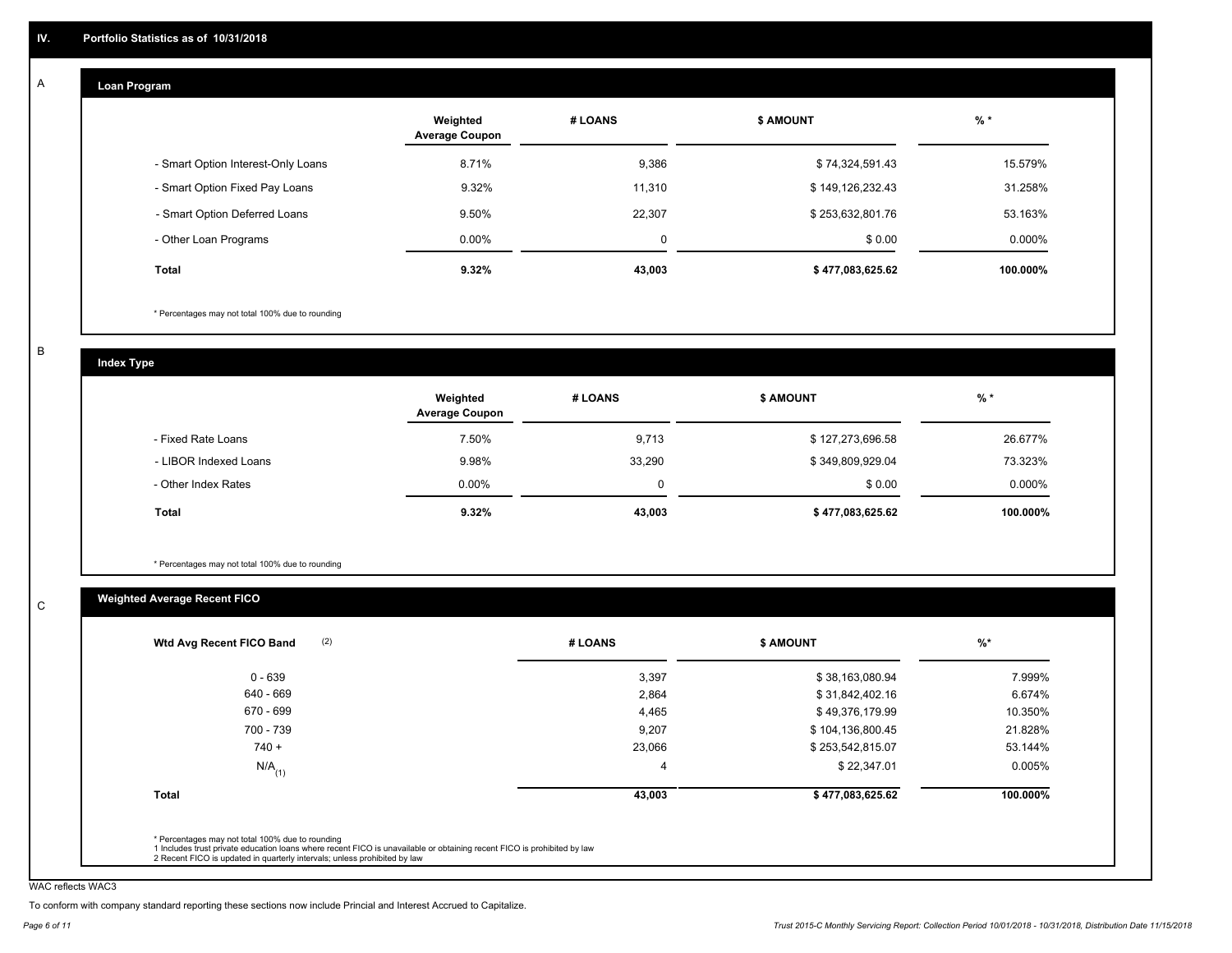## IV. Portfolio Statistics as of 10/31/2018

### A Loan Program

| | Weighted Average Coupon | # LOANS | $ AMOUNT | % * |
|---|---|---|---|---|
| - Smart Option Interest-Only Loans | 8.71% | 9,386 | $ 74,324,591.43 | 15.579% |
| - Smart Option Fixed Pay Loans | 9.32% | 11,310 | $ 149,126,232.43 | 31.258% |
| - Smart Option Deferred Loans | 9.50% | 22,307 | $ 253,632,801.76 | 53.163% |
| - Other Loan Programs | 0.00% | 0 | $ 0.00 | 0.000% |
| **Total** | **9.32%** | **43,003** | **$ 477,083,625.62** | **100.000%** |

* Percentages may not total 100% due to rounding

### B Index Type

| | Weighted Average Coupon | # LOANS | $ AMOUNT | % * |
|---|---|---|---|---|
| - Fixed Rate Loans | 7.50% | 9,713 | $ 127,273,696.58 | 26.677% |
| - LIBOR Indexed Loans | 9.98% | 33,290 | $ 349,809,929.04 | 73.323% |
| - Other Index Rates | 0.00% | 0 | $ 0.00 | 0.000% |
| **Total** | **9.32%** | **43,003** | **$ 477,083,625.62** | **100.000%** |

* Percentages may not total 100% due to rounding

### C Weighted Average Recent FICO

| Wtd Avg Recent FICO Band (2) | # LOANS | $ AMOUNT | %* |
|---|---|---|---|
| 0 - 639 | 3,397 | $ 38,163,080.94 | 7.999% |
| 640 - 669 | 2,864 | $ 31,842,402.16 | 6.674% |
| 670 - 699 | 4,465 | $ 49,376,179.99 | 10.350% |
| 700 - 739 | 9,207 | $ 104,136,800.45 | 21.828% |
| 740 + | 23,066 | $ 253,542,815.07 | 53.144% |
| N/A (1) | 4 | $ 22,347.01 | 0.005% |
| **Total** | **43,003** | **$ 477,083,625.62** | **100.000%** |

* Percentages may not total 100% due to rounding
1 Includes trust private education loans where recent FICO is unavailable or obtaining recent FICO is prohibited by law
2 Recent FICO is updated in quarterly intervals; unless prohibited by law

WAC reflects WAC3

To conform with company standard reporting these sections now include Princial and Interest Accrued to Capitalize.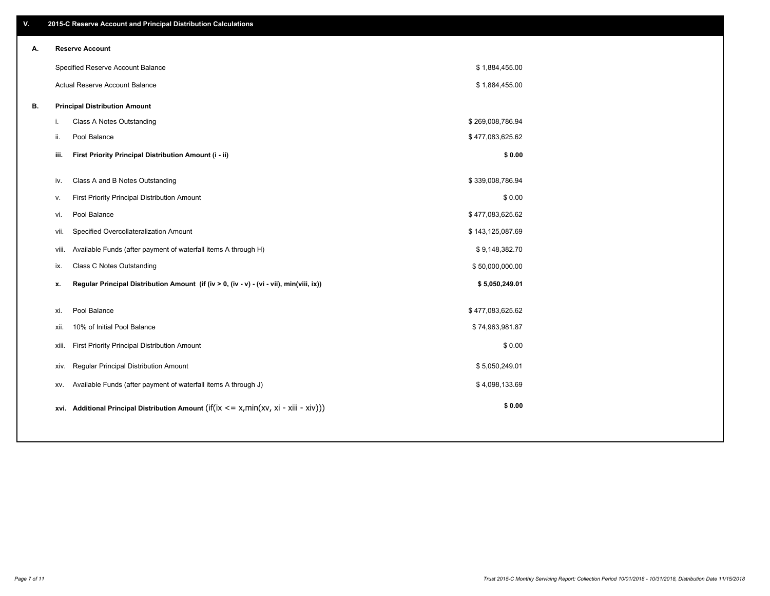## V. 2015-C Reserve Account and Principal Distribution Calculations

| | | |
|---|---|---|
| **A.** | **Reserve Account** | |
| | Specified Reserve Account Balance | $ 1,884,455.00 |
| | Actual Reserve Account Balance | $ 1,884,455.00 |
| **B.** | **Principal Distribution Amount** | |
| | i. Class A Notes Outstanding | $ 269,008,786.94 |
| | ii. Pool Balance | $ 477,083,625.62 |
| | **iii. First Priority Principal Distribution Amount (i - ii)** | **$ 0.00** |
| | iv. Class A and B Notes Outstanding | $ 339,008,786.94 |
| | v. First Priority Principal Distribution Amount | $ 0.00 |
| | vi. Pool Balance | $ 477,083,625.62 |
| | vii. Specified Overcollateralization Amount | $ 143,125,087.69 |
| | viii. Available Funds (after payment of waterfall items A through H) | $ 9,148,382.70 |
| | ix. Class C Notes Outstanding | $ 50,000,000.00 |
| | **x. Regular Principal Distribution Amount (if (iv > 0, (iv - v) - (vi - vii), min(viii, ix))** | **$ 5,050,249.01** |
| | xi. Pool Balance | $ 477,083,625.62 |
| | xii. 10% of Initial Pool Balance | $ 74,963,981.87 |
| | xiii. First Priority Principal Distribution Amount | $ 0.00 |
| | xiv. Regular Principal Distribution Amount | $ 5,050,249.01 |
| | xv. Available Funds (after payment of waterfall items A through J) | $ 4,098,133.69 |
| | **xvi. Additional Principal Distribution Amount** (if(ix <= x,min(xv, xi - xiii - xiv))) | **$ 0.00** |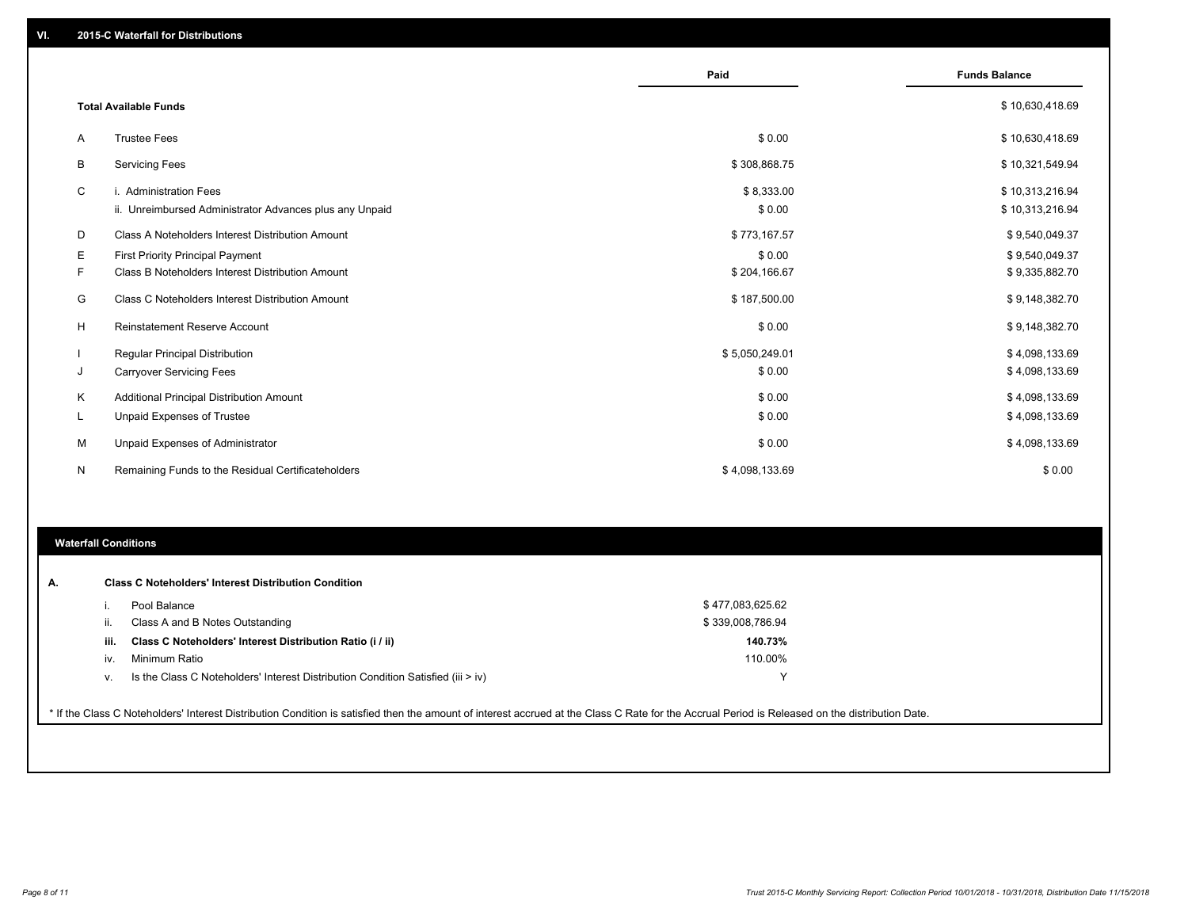## VI. 2015-C Waterfall for Distributions

| | | Paid | Funds Balance |
|---|---|---|---|
| | **Total Available Funds** | | $ 10,630,418.69 |
| A | Trustee Fees | $ 0.00 | $ 10,630,418.69 |
| B | Servicing Fees | $ 308,868.75 | $ 10,321,549.94 |
| C | i. Administration Fees | $ 8,333.00 | $ 10,313,216.94 |
| | ii. Unreimbursed Administrator Advances plus any Unpaid | $ 0.00 | $ 10,313,216.94 |
| D | Class A Noteholders Interest Distribution Amount | $ 773,167.57 | $ 9,540,049.37 |
| E | First Priority Principal Payment | $ 0.00 | $ 9,540,049.37 |
| F | Class B Noteholders Interest Distribution Amount | $ 204,166.67 | $ 9,335,882.70 |
| G | Class C Noteholders Interest Distribution Amount | $ 187,500.00 | $ 9,148,382.70 |
| H | Reinstatement Reserve Account | $ 0.00 | $ 9,148,382.70 |
| I | Regular Principal Distribution | $ 5,050,249.01 | $ 4,098,133.69 |
| J | Carryover Servicing Fees | $ 0.00 | $ 4,098,133.69 |
| K | Additional Principal Distribution Amount | $ 0.00 | $ 4,098,133.69 |
| L | Unpaid Expenses of Trustee | $ 0.00 | $ 4,098,133.69 |
| M | Unpaid Expenses of Administrator | $ 0.00 | $ 4,098,133.69 |
| N | Remaining Funds to the Residual Certificateholders | $ 4,098,133.69 | $ 0.00 |

## Waterfall Conditions

**A. Class C Noteholders' Interest Distribution Condition**

| | | |
|---|---|---|
| i. | Pool Balance | $ 477,083,625.62 |
| ii. | Class A and B Notes Outstanding | $ 339,008,786.94 |
| **iii.** | **Class C Noteholders' Interest Distribution Ratio (i / ii)** | **140.73%** |
| iv. | Minimum Ratio | 110.00% |
| v. | Is the Class C Noteholders' Interest Distribution Condition Satisfied (iii > iv) | Y |

* If the Class C Noteholders' Interest Distribution Condition is satisfied then the amount of interest accrued at the Class C Rate for the Accrual Period is Released on the distribution Date.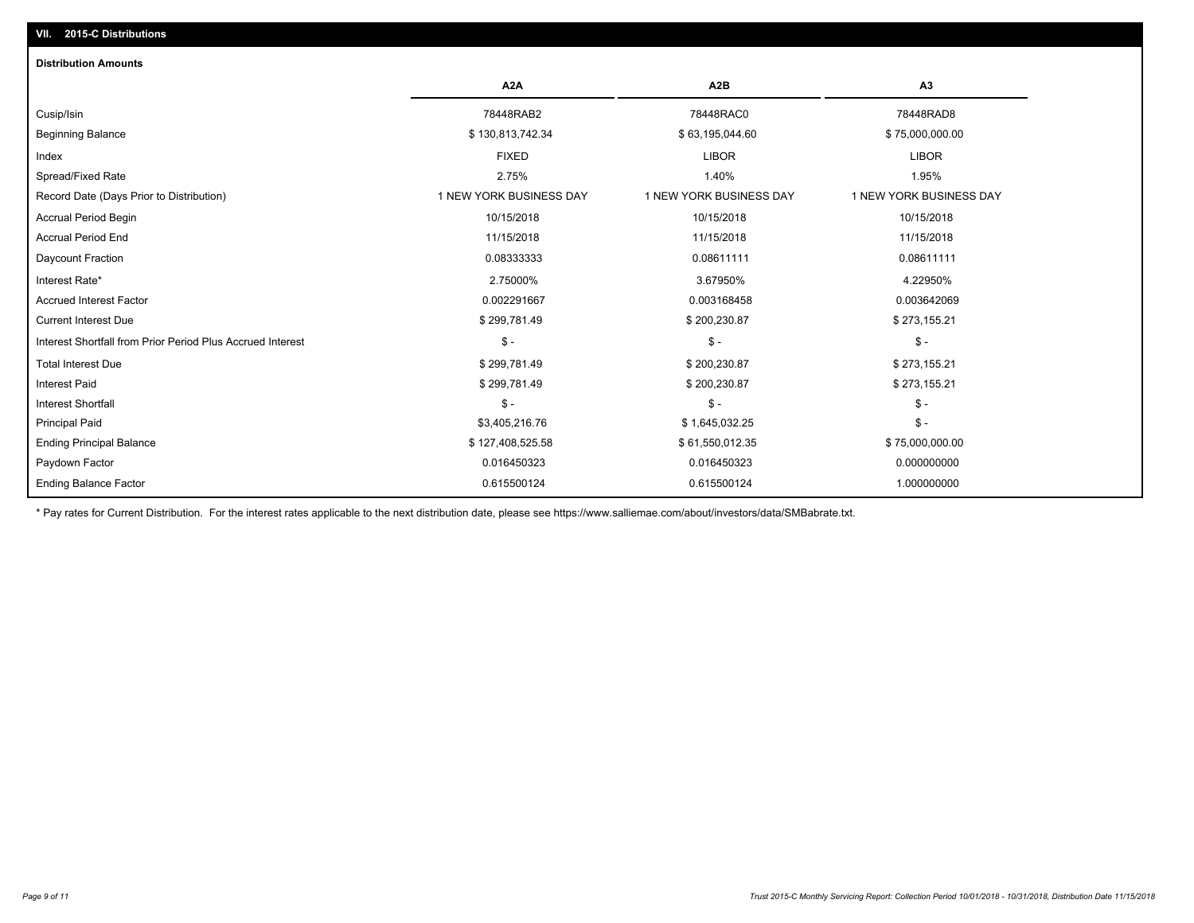## VII. 2015-C Distributions

### Distribution Amounts

| | A2A | A2B | A3 |
|---|---|---|---|
| Cusip/Isin | 78448RAB2 | 78448RAC0 | 78448RAD8 |
| Beginning Balance | $ 130,813,742.34 | $ 63,195,044.60 | $ 75,000,000.00 |
| Index | FIXED | LIBOR | LIBOR |
| Spread/Fixed Rate | 2.75% | 1.40% | 1.95% |
| Record Date (Days Prior to Distribution) | 1 NEW YORK BUSINESS DAY | 1 NEW YORK BUSINESS DAY | 1 NEW YORK BUSINESS DAY |
| Accrual Period Begin | 10/15/2018 | 10/15/2018 | 10/15/2018 |
| Accrual Period End | 11/15/2018 | 11/15/2018 | 11/15/2018 |
| Daycount Fraction | 0.08333333 | 0.08611111 | 0.08611111 |
| Interest Rate* | 2.75000% | 3.67950% | 4.22950% |
| Accrued Interest Factor | 0.002291667 | 0.003168458 | 0.003642069 |
| Current Interest Due | $ 299,781.49 | $ 200,230.87 | $ 273,155.21 |
| Interest Shortfall from Prior Period Plus Accrued Interest | $ - | $ - | $ - |
| Total Interest Due | $ 299,781.49 | $ 200,230.87 | $ 273,155.21 |
| Interest Paid | $ 299,781.49 | $ 200,230.87 | $ 273,155.21 |
| Interest Shortfall | $ - | $ - | $ - |
| Principal Paid | $3,405,216.76 | $ 1,645,032.25 | $ - |
| Ending Principal Balance | $ 127,408,525.58 | $ 61,550,012.35 | $ 75,000,000.00 |
| Paydown Factor | 0.016450323 | 0.016450323 | 0.000000000 |
| Ending Balance Factor | 0.615500124 | 0.615500124 | 1.000000000 |

* Pay rates for Current Distribution. For the interest rates applicable to the next distribution date, please see https://www.salliemae.com/about/investors/data/SMBabrate.txt.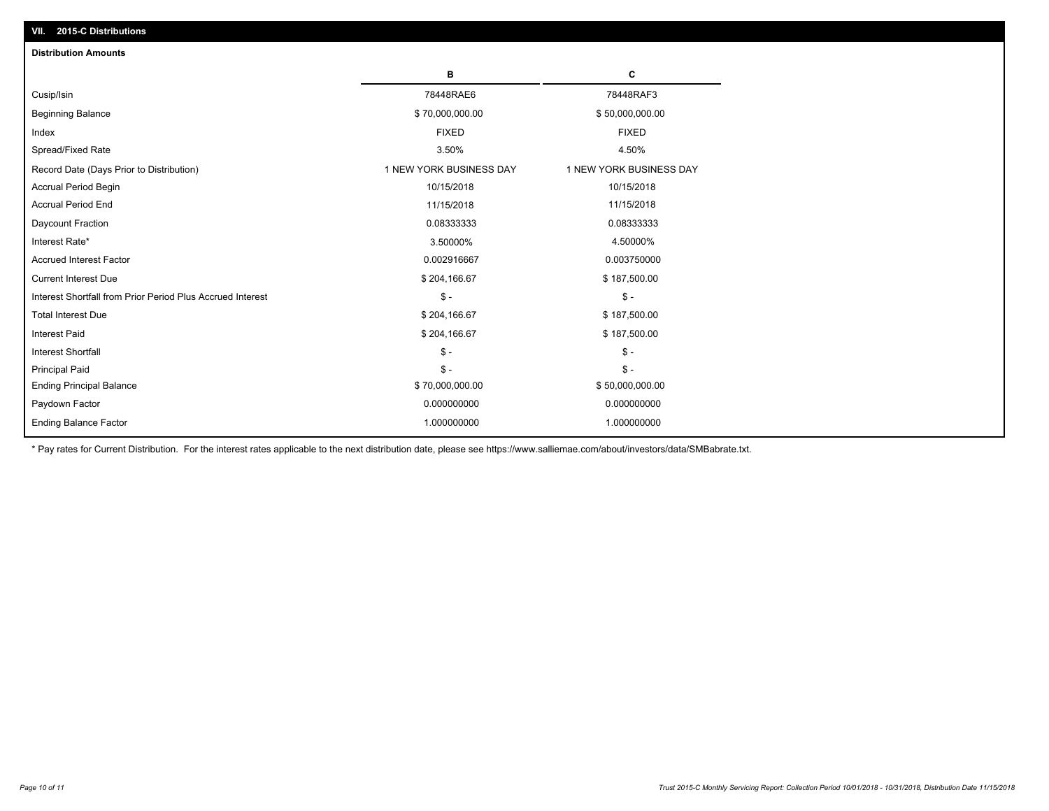## VII. 2015-C Distributions

### Distribution Amounts

| | B | C |
|---|---|---|
| Cusip/Isin | 78448RAE6 | 78448RAF3 |
| Beginning Balance | $ 70,000,000.00 | $ 50,000,000.00 |
| Index | FIXED | FIXED |
| Spread/Fixed Rate | 3.50% | 4.50% |
| Record Date (Days Prior to Distribution) | 1 NEW YORK BUSINESS DAY | 1 NEW YORK BUSINESS DAY |
| Accrual Period Begin | 10/15/2018 | 10/15/2018 |
| Accrual Period End | 11/15/2018 | 11/15/2018 |
| Daycount Fraction | 0.08333333 | 0.08333333 |
| Interest Rate* | 3.50000% | 4.50000% |
| Accrued Interest Factor | 0.002916667 | 0.003750000 |
| Current Interest Due | $ 204,166.67 | $ 187,500.00 |
| Interest Shortfall from Prior Period Plus Accrued Interest | $ - | $ - |
| Total Interest Due | $ 204,166.67 | $ 187,500.00 |
| Interest Paid | $ 204,166.67 | $ 187,500.00 |
| Interest Shortfall | $ - | $ - |
| Principal Paid | $ - | $ - |
| Ending Principal Balance | $ 70,000,000.00 | $ 50,000,000.00 |
| Paydown Factor | 0.000000000 | 0.000000000 |
| Ending Balance Factor | 1.000000000 | 1.000000000 |

* Pay rates for Current Distribution. For the interest rates applicable to the next distribution date, please see https://www.salliemae.com/about/investors/data/SMBabrate.txt.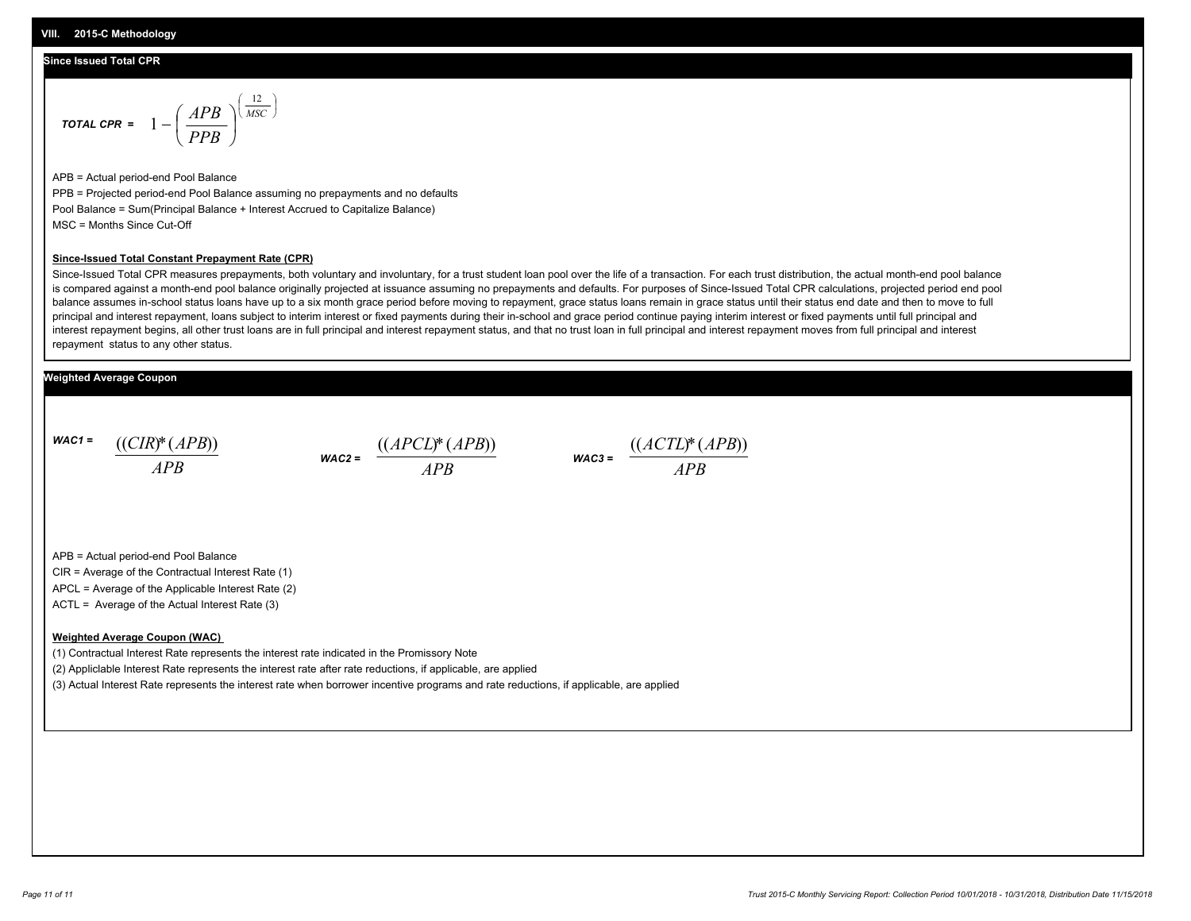## VIII. 2015-C Methodology

### Since Issued Total CPR

$$\textit{TOTAL CPR} = 1 - \left( \frac{APB}{PPB} \right)^{\left( \frac{12}{MSC} \right)}$$

APB = Actual period-end Pool Balance

PPB = Projected period-end Pool Balance assuming no prepayments and no defaults

Pool Balance = Sum(Principal Balance + Interest Accrued to Capitalize Balance)

MSC = Months Since Cut-Off

**Since-Issued Total Constant Prepayment Rate (CPR)**

Since-Issued Total CPR measures prepayments, both voluntary and involuntary, for a trust student loan pool over the life of a transaction. For each trust distribution, the actual month-end pool balance is compared against a month-end pool balance originally projected at issuance assuming no prepayments and defaults. For purposes of Since-Issued Total CPR calculations, projected period end pool balance assumes in-school status loans have up to a six month grace period before moving to repayment, grace status loans remain in grace status until their status end date and then to move to full principal and interest repayment, loans subject to interim interest or fixed payments during their in-school and grace period continue paying interim interest or fixed payments until full principal and interest repayment begins, all other trust loans are in full principal and interest repayment status, and that no trust loan in full principal and interest repayment moves from full principal and interest repayment status to any other status.

### Weighted Average Coupon

$$\textit{WAC1} = \frac{((CIR)*(APB))}{APB} \qquad \textit{WAC2} = \frac{((APCL)*(APB))}{APB} \qquad \textit{WAC3} = \frac{((ACTL)*(APB))}{APB}$$

APB = Actual period-end Pool Balance

CIR = Average of the Contractual Interest Rate (1)

APCL = Average of the Applicable Interest Rate (2)

ACTL = Average of the Actual Interest Rate (3)

**Weighted Average Coupon (WAC)**

(1) Contractual Interest Rate represents the interest rate indicated in the Promissory Note

(2) Appliclable Interest Rate represents the interest rate after rate reductions, if applicable, are applied

(3) Actual Interest Rate represents the interest rate when borrower incentive programs and rate reductions, if applicable, are applied